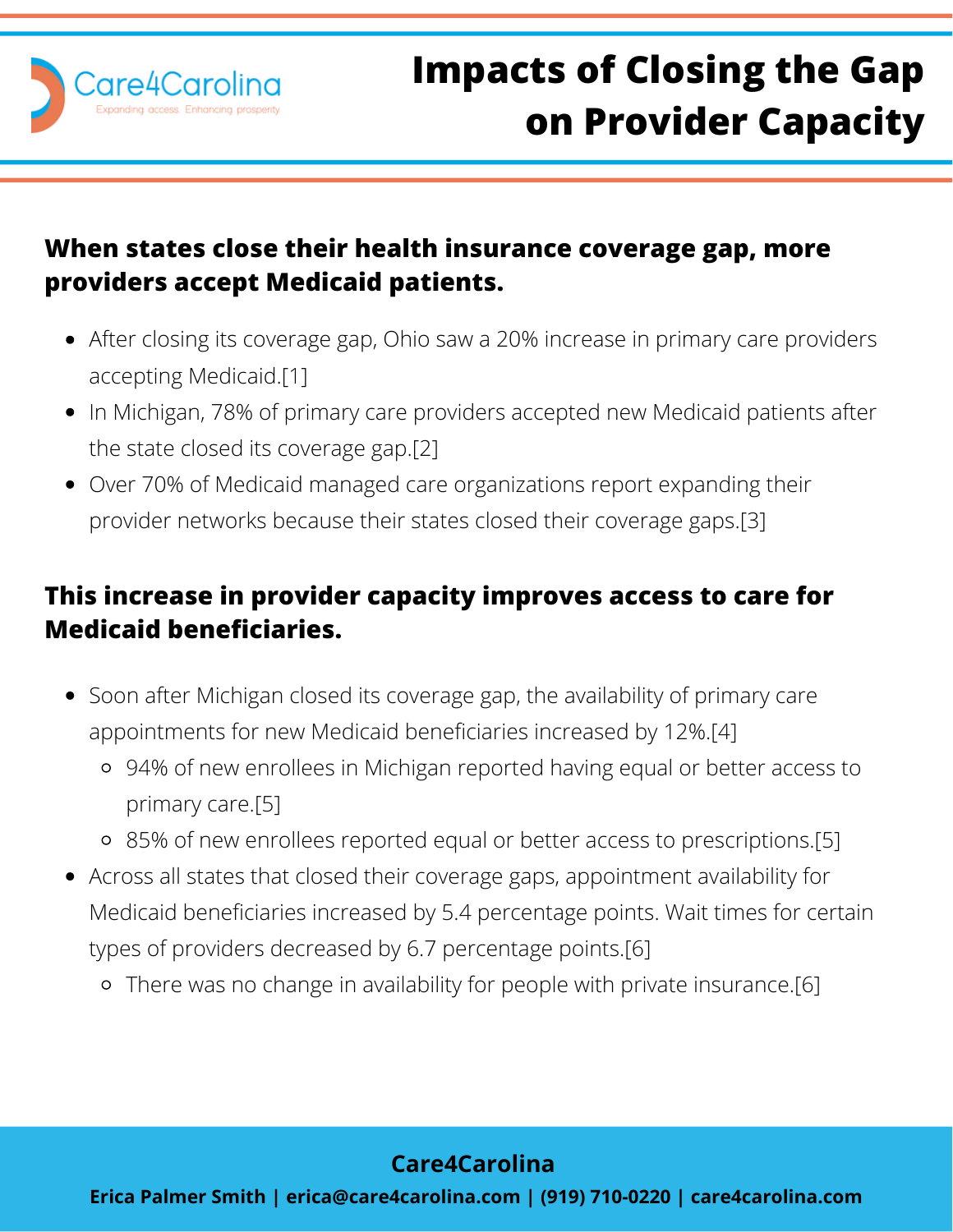Care4Carolina

Expanding access. Enhancing prosperity

# Impacts of Closing the Gap on Provider Capacity

## When states close their health insurance coverage gap, more providers accept Medicaid patients.

- After closing its coverage gap, Ohio saw a 20% increase in primary care providers accepting Medicaid.[1]
- In Michigan, 78% of primary care providers accepted new Medicaid patients after the state closed its coverage gap.[2]
- Over 70% of Medicaid managed care organizations report expanding their provider networks because their states closed their coverage gaps.[3]

## This increase in provider capacity improves access to care for Medicaid beneficiaries.

- Soon after Michigan closed its coverage gap, the availability of primary care appointments for new Medicaid beneficiaries increased by 12%.[4]
  - 94% of new enrollees in Michigan reported having equal or better access to primary care.[5]
  - 85% of new enrollees reported equal or better access to prescriptions.[5]
- Across all states that closed their coverage gaps, appointment availability for Medicaid beneficiaries increased by 5.4 percentage points. Wait times for certain types of providers decreased by 6.7 percentage points.[6]
  - There was no change in availability for people with private insurance.[6]

**Care4Carolina**

**Erica Palmer Smith | erica@care4carolina.com | (919) 710-0220 | care4carolina.com**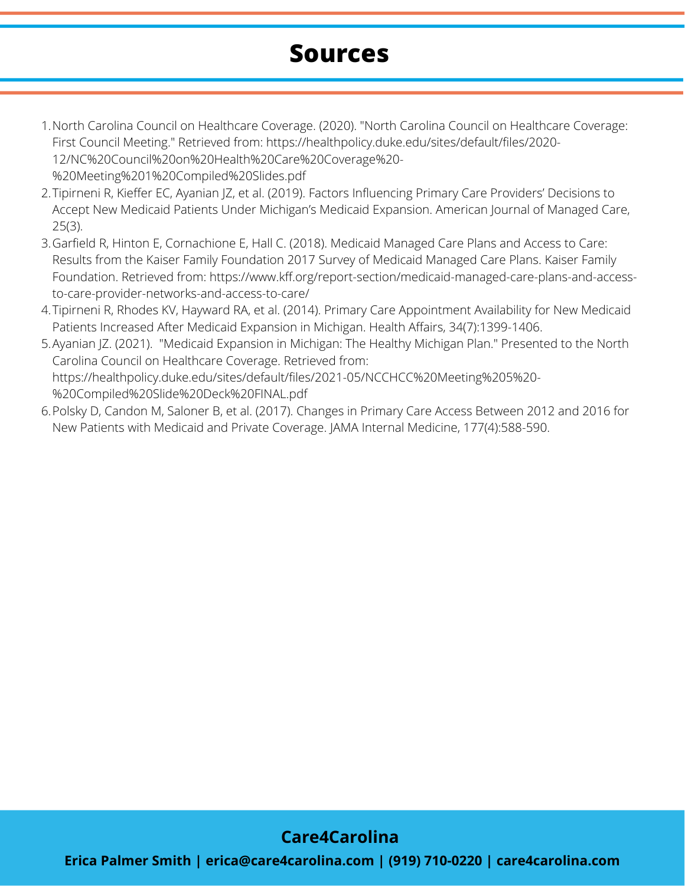# Sources

1. North Carolina Council on Healthcare Coverage. (2020). "North Carolina Council on Healthcare Coverage: First Council Meeting." Retrieved from: https://healthpolicy.duke.edu/sites/default/files/2020-12/NC%20Council%20on%20Health%20Care%20Coverage%20-%20Meeting%201%20Compiled%20Slides.pdf
2. Tipirneni R, Kieffer EC, Ayanian JZ, et al. (2019). Factors Influencing Primary Care Providers' Decisions to Accept New Medicaid Patients Under Michigan's Medicaid Expansion. American Journal of Managed Care, 25(3).
3. Garfield R, Hinton E, Cornachione E, Hall C. (2018). Medicaid Managed Care Plans and Access to Care: Results from the Kaiser Family Foundation 2017 Survey of Medicaid Managed Care Plans. Kaiser Family Foundation. Retrieved from: https://www.kff.org/report-section/medicaid-managed-care-plans-and-access-to-care-provider-networks-and-access-to-care/
4. Tipirneni R, Rhodes KV, Hayward RA, et al. (2014). Primary Care Appointment Availability for New Medicaid Patients Increased After Medicaid Expansion in Michigan. Health Affairs, 34(7):1399-1406.
5. Ayanian JZ. (2021). "Medicaid Expansion in Michigan: The Healthy Michigan Plan." Presented to the North Carolina Council on Healthcare Coverage. Retrieved from: https://healthpolicy.duke.edu/sites/default/files/2021-05/NCCHCC%20Meeting%205%20-%20Compiled%20Slide%20Deck%20FINAL.pdf
6. Polsky D, Candon M, Saloner B, et al. (2017). Changes in Primary Care Access Between 2012 and 2016 for New Patients with Medicaid and Private Coverage. JAMA Internal Medicine, 177(4):588-590.

**Care4Carolina**

**Erica Palmer Smith | erica@care4carolina.com | (919) 710-0220 | care4carolina.com**